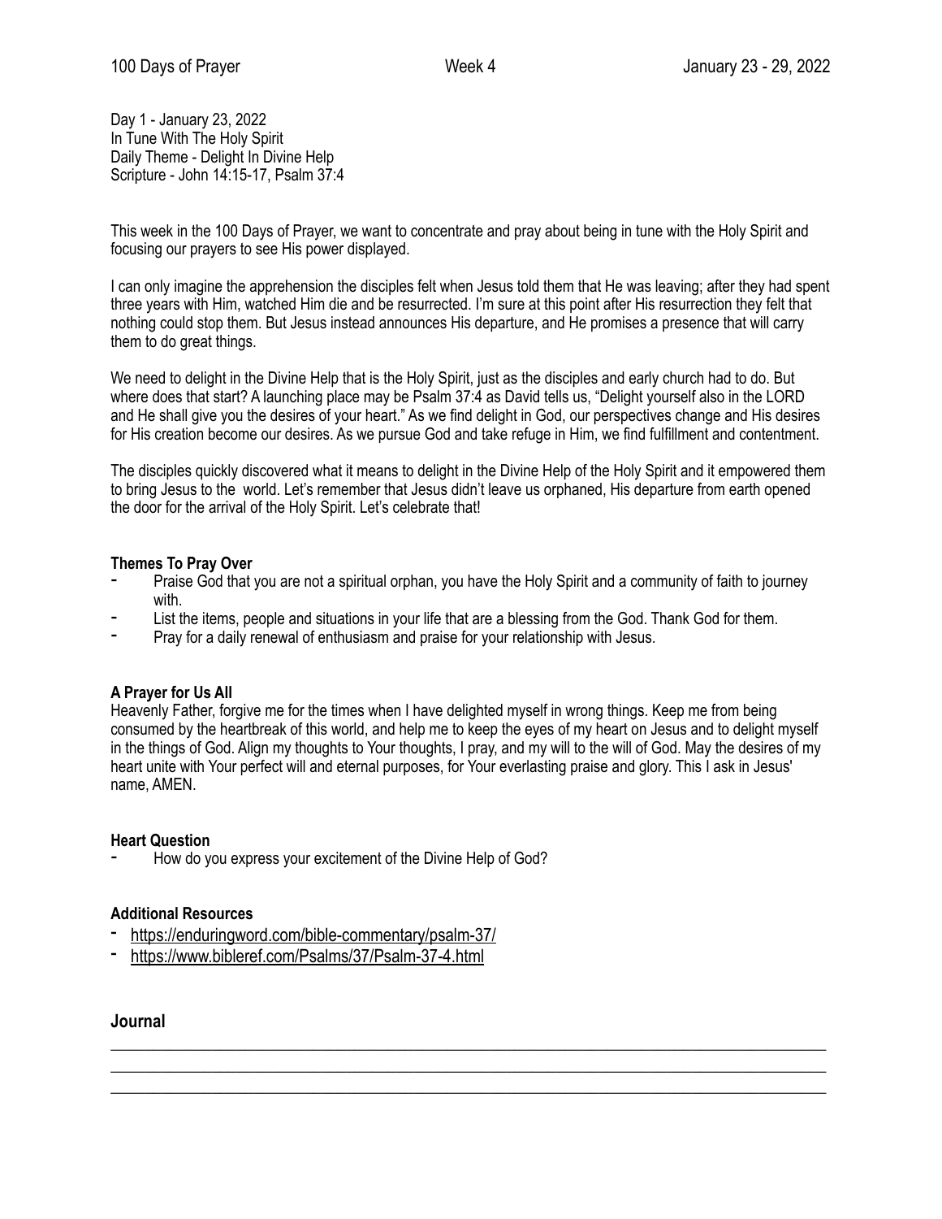Day 1 - January 23, 2022
In Tune With The Holy Spirit
Daily Theme - Delight In Divine Help
Scripture - John 14:15-17, Psalm 37:4

This week in the 100 Days of Prayer, we want to concentrate and pray about being in tune with the Holy Spirit and focusing our prayers to see His power displayed.

I can only imagine the apprehension the disciples felt when Jesus told them that He was leaving; after they had spent three years with Him, watched Him die and be resurrected. I'm sure at this point after His resurrection they felt that nothing could stop them. But Jesus instead announces His departure, and He promises a presence that will carry them to do great things.

We need to delight in the Divine Help that is the Holy Spirit, just as the disciples and early church had to do. But where does that start? A launching place may be Psalm 37:4 as David tells us, "Delight yourself also in the LORD and He shall give you the desires of your heart." As we find delight in God, our perspectives change and His desires for His creation become our desires. As we pursue God and take refuge in Him, we find fulfillment and contentment.

The disciples quickly discovered what it means to delight in the Divine Help of the Holy Spirit and it empowered them to bring Jesus to the world. Let's remember that Jesus didn't leave us orphaned, His departure from earth opened the door for the arrival of the Holy Spirit. Let's celebrate that!

**Themes To Pray Over**

- Praise God that you are not a spiritual orphan, you have the Holy Spirit and a community of faith to journey with.
- List the items, people and situations in your life that are a blessing from the God. Thank God for them.
- Pray for a daily renewal of enthusiasm and praise for your relationship with Jesus.

**A Prayer for Us All**

Heavenly Father, forgive me for the times when I have delighted myself in wrong things. Keep me from being consumed by the heartbreak of this world, and help me to keep the eyes of my heart on Jesus and to delight myself in the things of God. Align my thoughts to Your thoughts, I pray, and my will to the will of God. May the desires of my heart unite with Your perfect will and eternal purposes, for Your everlasting praise and glory. This I ask in Jesus' name, AMEN.

**Heart Question**

- How do you express your excitement of the Divine Help of God?

**Additional Resources**

- https://enduringword.com/bible-commentary/psalm-37/
- https://www.bibleref.com/Psalms/37/Psalm-37-4.html

**Journal**

\_\_\_\_\_\_\_\_\_\_\_\_\_\_\_\_\_\_\_\_\_\_\_\_\_\_\_\_\_\_\_\_\_\_\_\_\_\_\_\_\_\_\_\_\_\_\_\_\_\_\_\_\_\_\_\_\_\_\_\_\_\_\_\_\_\_\_\_\_\_\_\_\_\_\_\_\_\_
\_\_\_\_\_\_\_\_\_\_\_\_\_\_\_\_\_\_\_\_\_\_\_\_\_\_\_\_\_\_\_\_\_\_\_\_\_\_\_\_\_\_\_\_\_\_\_\_\_\_\_\_\_\_\_\_\_\_\_\_\_\_\_\_\_\_\_\_\_\_\_\_\_\_\_\_\_\_
\_\_\_\_\_\_\_\_\_\_\_\_\_\_\_\_\_\_\_\_\_\_\_\_\_\_\_\_\_\_\_\_\_\_\_\_\_\_\_\_\_\_\_\_\_\_\_\_\_\_\_\_\_\_\_\_\_\_\_\_\_\_\_\_\_\_\_\_\_\_\_\_\_\_\_\_\_\_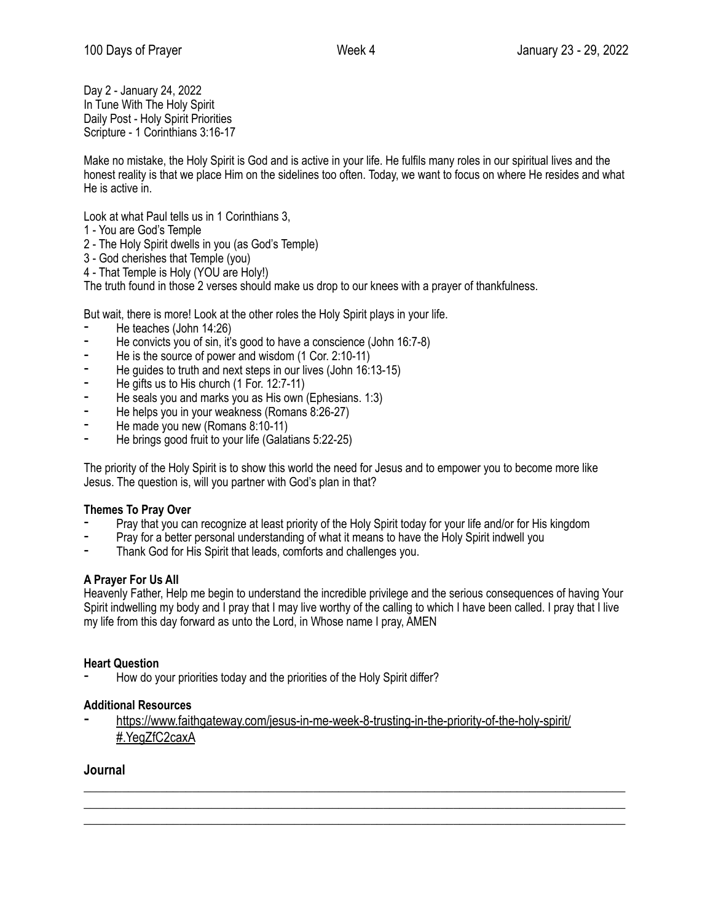Day 2 - January 24, 2022
In Tune With The Holy Spirit
Daily Post - Holy Spirit Priorities
Scripture - 1 Corinthians 3:16-17

Make no mistake, the Holy Spirit is God and is active in your life. He fulfils many roles in our spiritual lives and the honest reality is that we place Him on the sidelines too often. Today, we want to focus on where He resides and what He is active in.

Look at what Paul tells us in 1 Corinthians 3,
1 - You are God's Temple
2 - The Holy Spirit dwells in you (as God's Temple)
3 - God cherishes that Temple (you)
4 - That Temple is Holy (YOU are Holy!)
The truth found in those 2 verses should make us drop to our knees with a prayer of thankfulness.

But wait, there is more! Look at the other roles the Holy Spirit plays in your life.

- He teaches (John 14:26)
- He convicts you of sin, it's good to have a conscience (John 16:7-8)
- He is the source of power and wisdom (1 Cor. 2:10-11)
- He guides to truth and next steps in our lives (John 16:13-15)
- He gifts us to His church (1 For. 12:7-11)
- He seals you and marks you as His own (Ephesians. 1:3)
- He helps you in your weakness (Romans 8:26-27)
- He made you new (Romans 8:10-11)
- He brings good fruit to your life (Galatians 5:22-25)

The priority of the Holy Spirit is to show this world the need for Jesus and to empower you to become more like Jesus. The question is, will you partner with God's plan in that?

**Themes To Pray Over**

- Pray that you can recognize at least priority of the Holy Spirit today for your life and/or for His kingdom
- Pray for a better personal understanding of what it means to have the Holy Spirit indwell you
- Thank God for His Spirit that leads, comforts and challenges you.

**A Prayer For Us All**

Heavenly Father, Help me begin to understand the incredible privilege and the serious consequences of having Your Spirit indwelling my body and I pray that I may live worthy of the calling to which I have been called. I pray that I live my life from this day forward as unto the Lord, in Whose name I pray, AMEN

**Heart Question**

- How do your priorities today and the priorities of the Holy Spirit differ?

**Additional Resources**

- https://www.faithgateway.com/jesus-in-me-week-8-trusting-in-the-priority-of-the-holy-spirit/#.YegZfC2caxA

## Journal

___________________________________________________________________________

___________________________________________________________________________

___________________________________________________________________________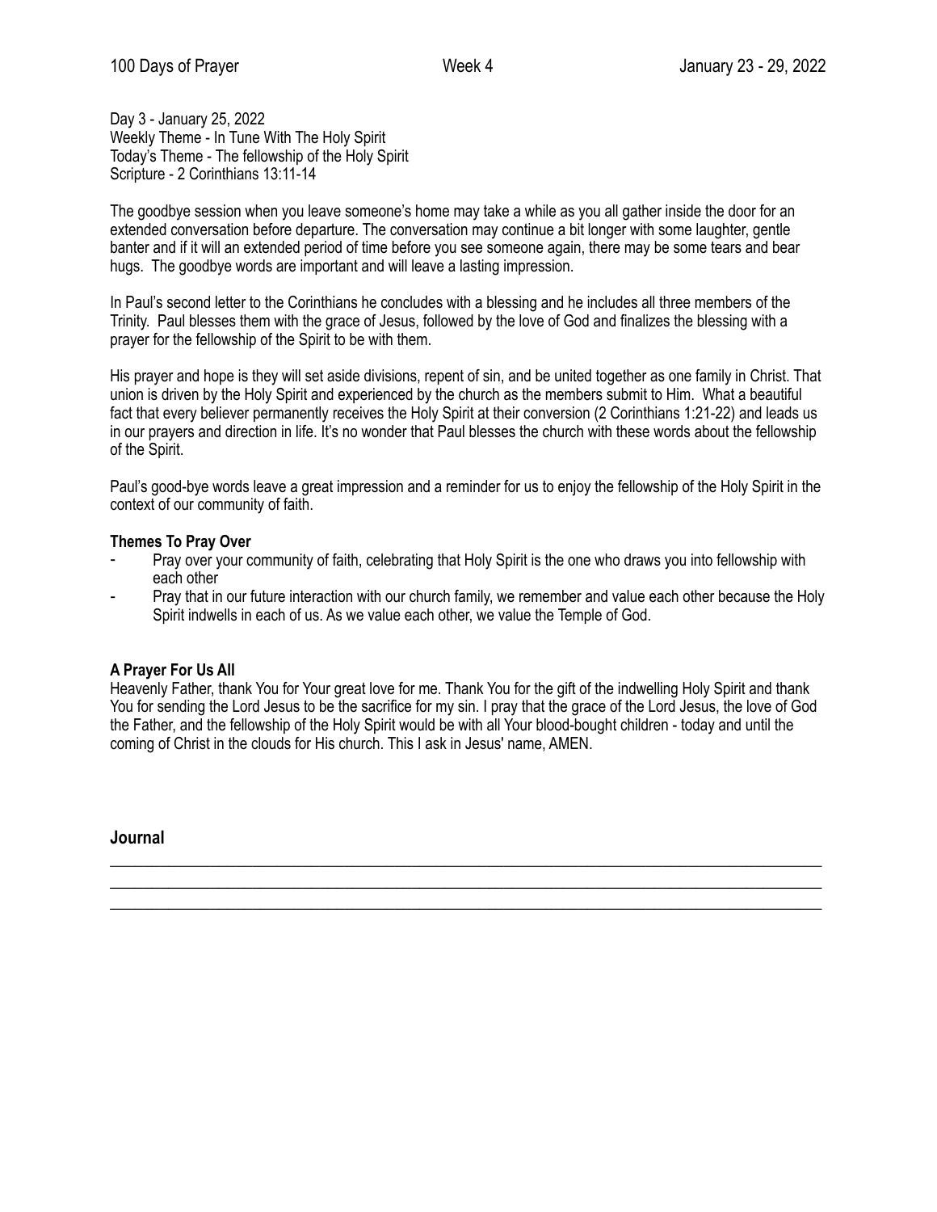Day 3 - January 25, 2022
Weekly Theme - In Tune With The Holy Spirit
Today's Theme - The fellowship of the Holy Spirit
Scripture - 2 Corinthians 13:11-14

The goodbye session when you leave someone's home may take a while as you all gather inside the door for an extended conversation before departure. The conversation may continue a bit longer with some laughter, gentle banter and if it will an extended period of time before you see someone again, there may be some tears and bear hugs. The goodbye words are important and will leave a lasting impression.

In Paul's second letter to the Corinthians he concludes with a blessing and he includes all three members of the Trinity. Paul blesses them with the grace of Jesus, followed by the love of God and finalizes the blessing with a prayer for the fellowship of the Spirit to be with them.

His prayer and hope is they will set aside divisions, repent of sin, and be united together as one family in Christ. That union is driven by the Holy Spirit and experienced by the church as the members submit to Him. What a beautiful fact that every believer permanently receives the Holy Spirit at their conversion (2 Corinthians 1:21-22) and leads us in our prayers and direction in life. It's no wonder that Paul blesses the church with these words about the fellowship of the Spirit.

Paul's good-bye words leave a great impression and a reminder for us to enjoy the fellowship of the Holy Spirit in the context of our community of faith.

**Themes To Pray Over**

- Pray over your community of faith, celebrating that Holy Spirit is the one who draws you into fellowship with each other
- Pray that in our future interaction with our church family, we remember and value each other because the Holy Spirit indwells in each of us. As we value each other, we value the Temple of God.

**A Prayer For Us All**

Heavenly Father, thank You for Your great love for me. Thank You for the gift of the indwelling Holy Spirit and thank You for sending the Lord Jesus to be the sacrifice for my sin. I pray that the grace of the Lord Jesus, the love of God the Father, and the fellowship of the Holy Spirit would be with all Your blood-bought children - today and until the coming of Christ in the clouds for His church. This I ask in Jesus' name, AMEN.

**Journal**

\_\_\_\_\_\_\_\_\_\_\_\_\_\_\_\_\_\_\_\_\_\_\_\_\_\_\_\_\_\_\_\_\_\_\_\_\_\_\_\_\_\_\_\_\_\_\_\_\_\_\_\_\_\_\_\_\_\_\_\_\_\_\_\_\_\_\_\_\_\_\_\_\_\_\_\_\_\_
\_\_\_\_\_\_\_\_\_\_\_\_\_\_\_\_\_\_\_\_\_\_\_\_\_\_\_\_\_\_\_\_\_\_\_\_\_\_\_\_\_\_\_\_\_\_\_\_\_\_\_\_\_\_\_\_\_\_\_\_\_\_\_\_\_\_\_\_\_\_\_\_\_\_\_\_\_\_
\_\_\_\_\_\_\_\_\_\_\_\_\_\_\_\_\_\_\_\_\_\_\_\_\_\_\_\_\_\_\_\_\_\_\_\_\_\_\_\_\_\_\_\_\_\_\_\_\_\_\_\_\_\_\_\_\_\_\_\_\_\_\_\_\_\_\_\_\_\_\_\_\_\_\_\_\_\_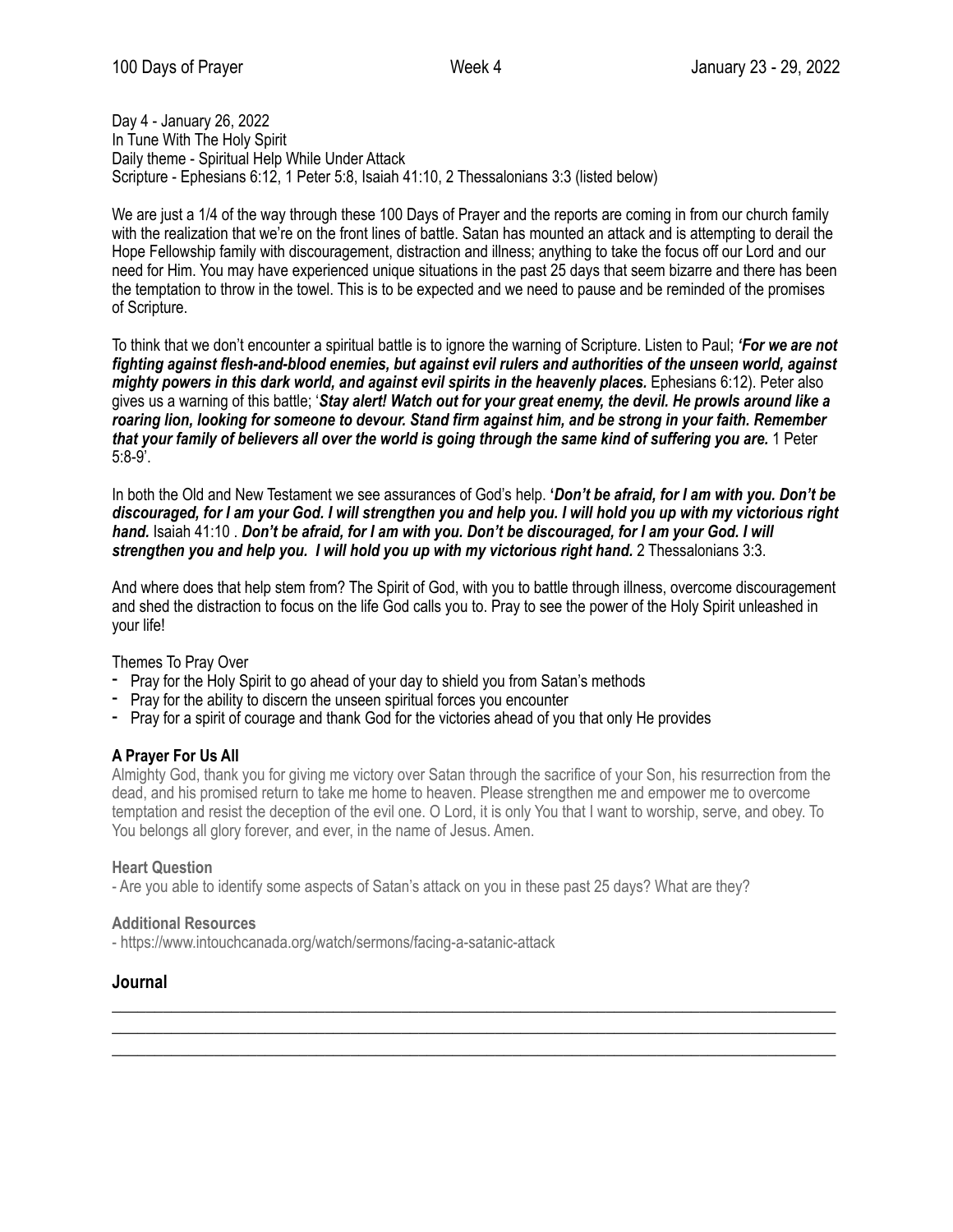Day 4 - January 26, 2022
In Tune With The Holy Spirit
Daily theme - Spiritual Help While Under Attack
Scripture - Ephesians 6:12, 1 Peter 5:8, Isaiah 41:10, 2 Thessalonians 3:3 (listed below)

We are just a 1/4 of the way through these 100 Days of Prayer and the reports are coming in from our church family with the realization that we're on the front lines of battle. Satan has mounted an attack and is attempting to derail the Hope Fellowship family with discouragement, distraction and illness; anything to take the focus off our Lord and our need for Him. You may have experienced unique situations in the past 25 days that seem bizarre and there has been the temptation to throw in the towel. This is to be expected and we need to pause and be reminded of the promises of Scripture.

To think that we don't encounter a spiritual battle is to ignore the warning of Scripture. Listen to Paul; ***'For we are not fighting against flesh-and-blood enemies, but against evil rulers and authorities of the unseen world, against mighty powers in this dark world, and against evil spirits in the heavenly places.*** Ephesians 6:12). Peter also gives us a warning of this battle; '***Stay alert! Watch out for your great enemy, the devil. He prowls around like a roaring lion, looking for someone to devour. Stand firm against him, and be strong in your faith. Remember that your family of believers all over the world is going through the same kind of suffering you are.*** 1 Peter 5:8-9'.

In both the Old and New Testament we see assurances of God's help. **'*Don't be afraid, for I am with you. Don't be discouraged, for I am your God. I will strengthen you and help you. I will hold you up with my victorious right hand.*** Isaiah 41:10 . ***Don't be afraid, for I am with you. Don't be discouraged, for I am your God. I will strengthen you and help you. I will hold you up with my victorious right hand.*** 2 Thessalonians 3:3.

And where does that help stem from? The Spirit of God, with you to battle through illness, overcome discouragement and shed the distraction to focus on the life God calls you to. Pray to see the power of the Holy Spirit unleashed in your life!

Themes To Pray Over

- Pray for the Holy Spirit to go ahead of your day to shield you from Satan's methods
- Pray for the ability to discern the unseen spiritual forces you encounter
- Pray for a spirit of courage and thank God for the victories ahead of you that only He provides

### A Prayer For Us All

Almighty God, thank you for giving me victory over Satan through the sacrifice of your Son, his resurrection from the dead, and his promised return to take me home to heaven. Please strengthen me and empower me to overcome temptation and resist the deception of the evil one. O Lord, it is only You that I want to worship, serve, and obey. To You belongs all glory forever, and ever, in the name of Jesus. Amen.

**Heart Question**

- Are you able to identify some aspects of Satan's attack on you in these past 25 days? What are they?

**Additional Resources**

- https://www.intouchcanada.org/watch/sermons/facing-a-satanic-attack

## Journal

___________________________________________________________________________

___________________________________________________________________________

___________________________________________________________________________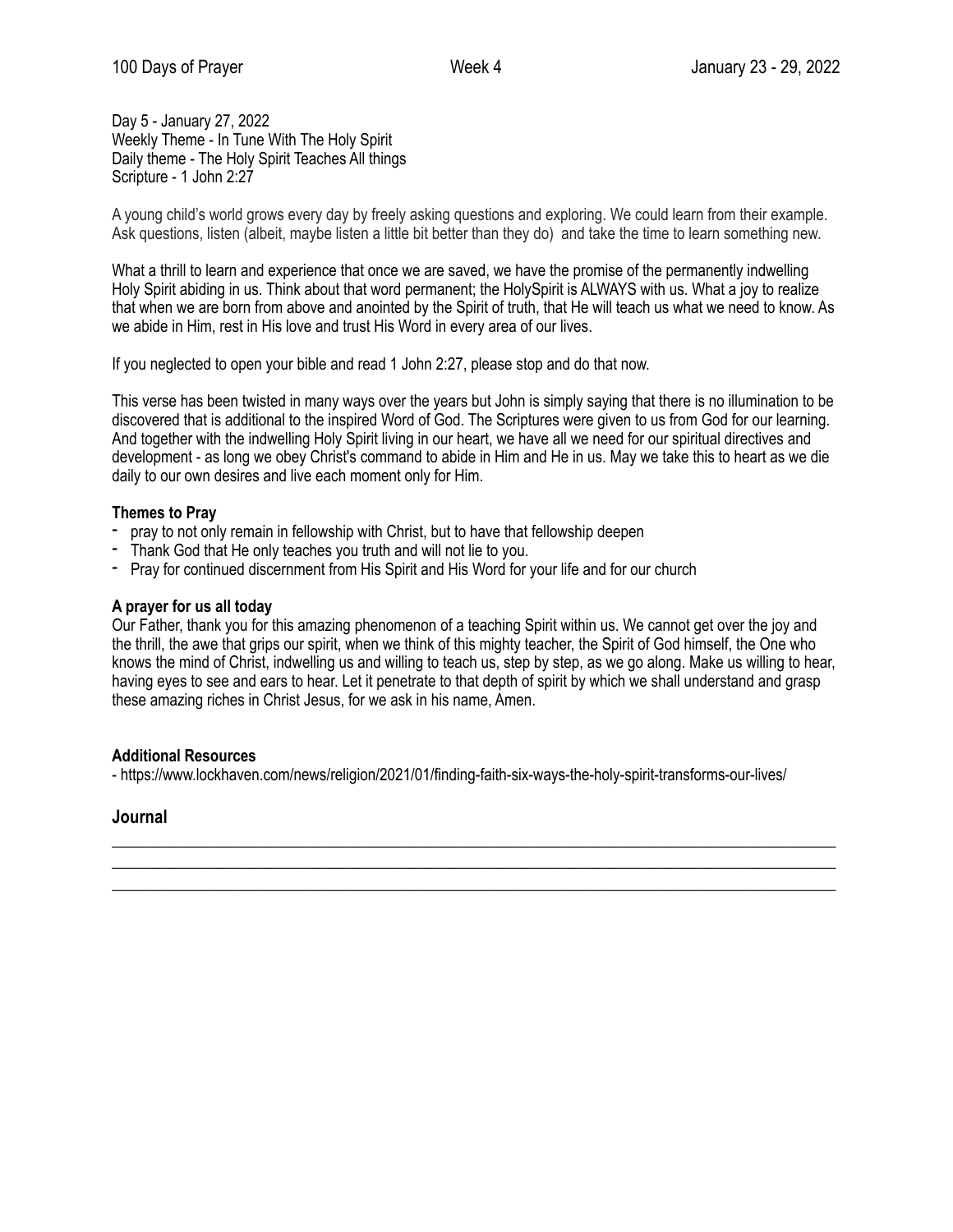Day 5 - January 27, 2022
Weekly Theme - In Tune With The Holy Spirit
Daily theme - The Holy Spirit Teaches All things
Scripture - 1 John 2:27

A young child's world grows every day by freely asking questions and exploring. We could learn from their example. Ask questions, listen (albeit, maybe listen a little bit better than they do) and take the time to learn something new.

What a thrill to learn and experience that once we are saved, we have the promise of the permanently indwelling Holy Spirit abiding in us. Think about that word permanent; the HolySpirit is ALWAYS with us. What a joy to realize that when we are born from above and anointed by the Spirit of truth, that He will teach us what we need to know. As we abide in Him, rest in His love and trust His Word in every area of our lives.

If you neglected to open your bible and read 1 John 2:27, please stop and do that now.

This verse has been twisted in many ways over the years but John is simply saying that there is no illumination to be discovered that is additional to the inspired Word of God. The Scriptures were given to us from God for our learning. And together with the indwelling Holy Spirit living in our heart, we have all we need for our spiritual directives and development - as long we obey Christ's command to abide in Him and He in us. May we take this to heart as we die daily to our own desires and live each moment only for Him.

**Themes to Pray**

- pray to not only remain in fellowship with Christ, but to have that fellowship deepen
- Thank God that He only teaches you truth and will not lie to you.
- Pray for continued discernment from His Spirit and His Word for your life and for our church

**A prayer for us all today**

Our Father, thank you for this amazing phenomenon of a teaching Spirit within us. We cannot get over the joy and the thrill, the awe that grips our spirit, when we think of this mighty teacher, the Spirit of God himself, the One who knows the mind of Christ, indwelling us and willing to teach us, step by step, as we go along. Make us willing to hear, having eyes to see and ears to hear. Let it penetrate to that depth of spirit by which we shall understand and grasp these amazing riches in Christ Jesus, for we ask in his name, Amen.

**Additional Resources**

- https://www.lockhaven.com/news/religion/2021/01/finding-faith-six-ways-the-holy-spirit-transforms-our-lives/

## Journal

\_\_\_\_\_\_\_\_\_\_\_\_\_\_\_\_\_\_\_\_\_\_\_\_\_\_\_\_\_\_\_\_\_\_\_\_\_\_\_\_\_\_\_\_\_\_\_\_\_\_\_\_\_\_\_\_\_\_\_\_\_\_\_\_\_\_\_\_\_\_\_\_\_\_\_\_\_\_\_\_\_\_

\_\_\_\_\_\_\_\_\_\_\_\_\_\_\_\_\_\_\_\_\_\_\_\_\_\_\_\_\_\_\_\_\_\_\_\_\_\_\_\_\_\_\_\_\_\_\_\_\_\_\_\_\_\_\_\_\_\_\_\_\_\_\_\_\_\_\_\_\_\_\_\_\_\_\_\_\_\_\_\_\_\_

\_\_\_\_\_\_\_\_\_\_\_\_\_\_\_\_\_\_\_\_\_\_\_\_\_\_\_\_\_\_\_\_\_\_\_\_\_\_\_\_\_\_\_\_\_\_\_\_\_\_\_\_\_\_\_\_\_\_\_\_\_\_\_\_\_\_\_\_\_\_\_\_\_\_\_\_\_\_\_\_\_\_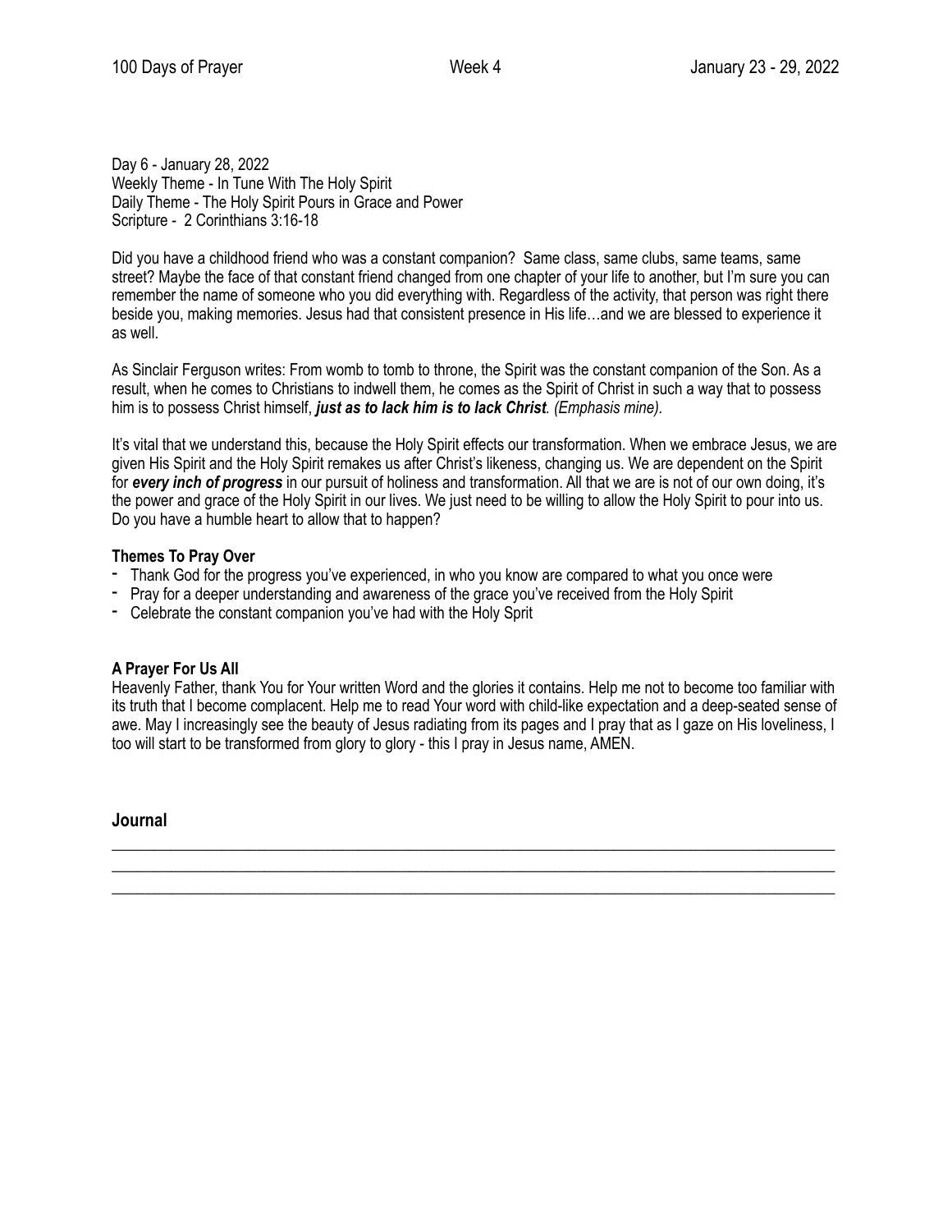Day 6 - January 28, 2022
Weekly Theme - In Tune With The Holy Spirit
Daily Theme - The Holy Spirit Pours in Grace and Power
Scripture - 2 Corinthians 3:16-18

Did you have a childhood friend who was a constant companion? Same class, same clubs, same teams, same street? Maybe the face of that constant friend changed from one chapter of your life to another, but I'm sure you can remember the name of someone who you did everything with. Regardless of the activity, that person was right there beside you, making memories. Jesus had that consistent presence in His life…and we are blessed to experience it as well.

As Sinclair Ferguson writes: From womb to tomb to throne, the Spirit was the constant companion of the Son. As a result, when he comes to Christians to indwell them, he comes as the Spirit of Christ in such a way that to possess him is to possess Christ himself, ***just as to lack him is to lack Christ***. *(Emphasis mine).*

It's vital that we understand this, because the Holy Spirit effects our transformation. When we embrace Jesus, we are given His Spirit and the Holy Spirit remakes us after Christ's likeness, changing us. We are dependent on the Spirit for ***every inch of progress*** in our pursuit of holiness and transformation. All that we are is not of our own doing, it's the power and grace of the Holy Spirit in our lives. We just need to be willing to allow the Holy Spirit to pour into us. Do you have a humble heart to allow that to happen?

**Themes To Pray Over**

- Thank God for the progress you've experienced, in who you know are compared to what you once were
- Pray for a deeper understanding and awareness of the grace you've received from the Holy Spirit
- Celebrate the constant companion you've had with the Holy Sprit

**A Prayer For Us All**

Heavenly Father, thank You for Your written Word and the glories it contains. Help me not to become too familiar with its truth that I become complacent. Help me to read Your word with child-like expectation and a deep-seated sense of awe. May I increasingly see the beauty of Jesus radiating from its pages and I pray that as I gaze on His loveliness, I too will start to be transformed from glory to glory - this I pray in Jesus name, AMEN.

## Journal

______________________________________________________________________________

______________________________________________________________________________

______________________________________________________________________________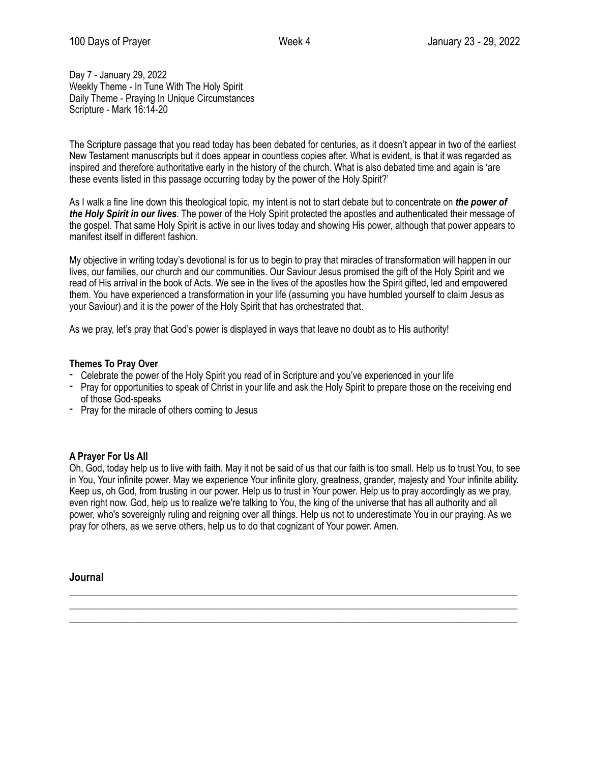Day 7 - January 29, 2022
Weekly Theme - In Tune With The Holy Spirit
Daily Theme - Praying In Unique Circumstances
Scripture - Mark 16:14-20

The Scripture passage that you read today has been debated for centuries, as it doesn't appear in two of the earliest New Testament manuscripts but it does appear in countless copies after. What is evident, is that it was regarded as inspired and therefore authoritative early in the history of the church. What is also debated time and again is 'are these events listed in this passage occurring today by the power of the Holy Spirit?'

As I walk a fine line down this theological topic, my intent is not to start debate but to concentrate on ***the power of the Holy Spirit in our lives***. The power of the Holy Spirit protected the apostles and authenticated their message of the gospel. That same Holy Spirit is active in our lives today and showing His power, although that power appears to manifest itself in different fashion.

My objective in writing today's devotional is for us to begin to pray that miracles of transformation will happen in our lives, our families, our church and our communities. Our Saviour Jesus promised the gift of the Holy Spirit and we read of His arrival in the book of Acts. We see in the lives of the apostles how the Spirit gifted, led and empowered them. You have experienced a transformation in your life (assuming you have humbled yourself to claim Jesus as your Saviour) and it is the power of the Holy Spirit that has orchestrated that.

As we pray, let's pray that God's power is displayed in ways that leave no doubt as to His authority!

**Themes To Pray Over**

- Celebrate the power of the Holy Spirit you read of in Scripture and you've experienced in your life
- Pray for opportunities to speak of Christ in your life and ask the Holy Spirit to prepare those on the receiving end of those God-speaks
- Pray for the miracle of others coming to Jesus

**A Prayer For Us All**

Oh, God, today help us to live with faith. May it not be said of us that our faith is too small. Help us to trust You, to see in You, Your infinite power. May we experience Your infinite glory, greatness, grander, majesty and Your infinite ability. Keep us, oh God, from trusting in our power. Help us to trust in Your power. Help us to pray accordingly as we pray, even right now. God, help us to realize we're talking to You, the king of the universe that has all authority and all power, who's sovereignly ruling and reigning over all things. Help us not to underestimate You in our praying. As we pray for others, as we serve others, help us to do that cognizant of Your power. Amen.

## Journal

______________________________________________________________________________

______________________________________________________________________________

______________________________________________________________________________